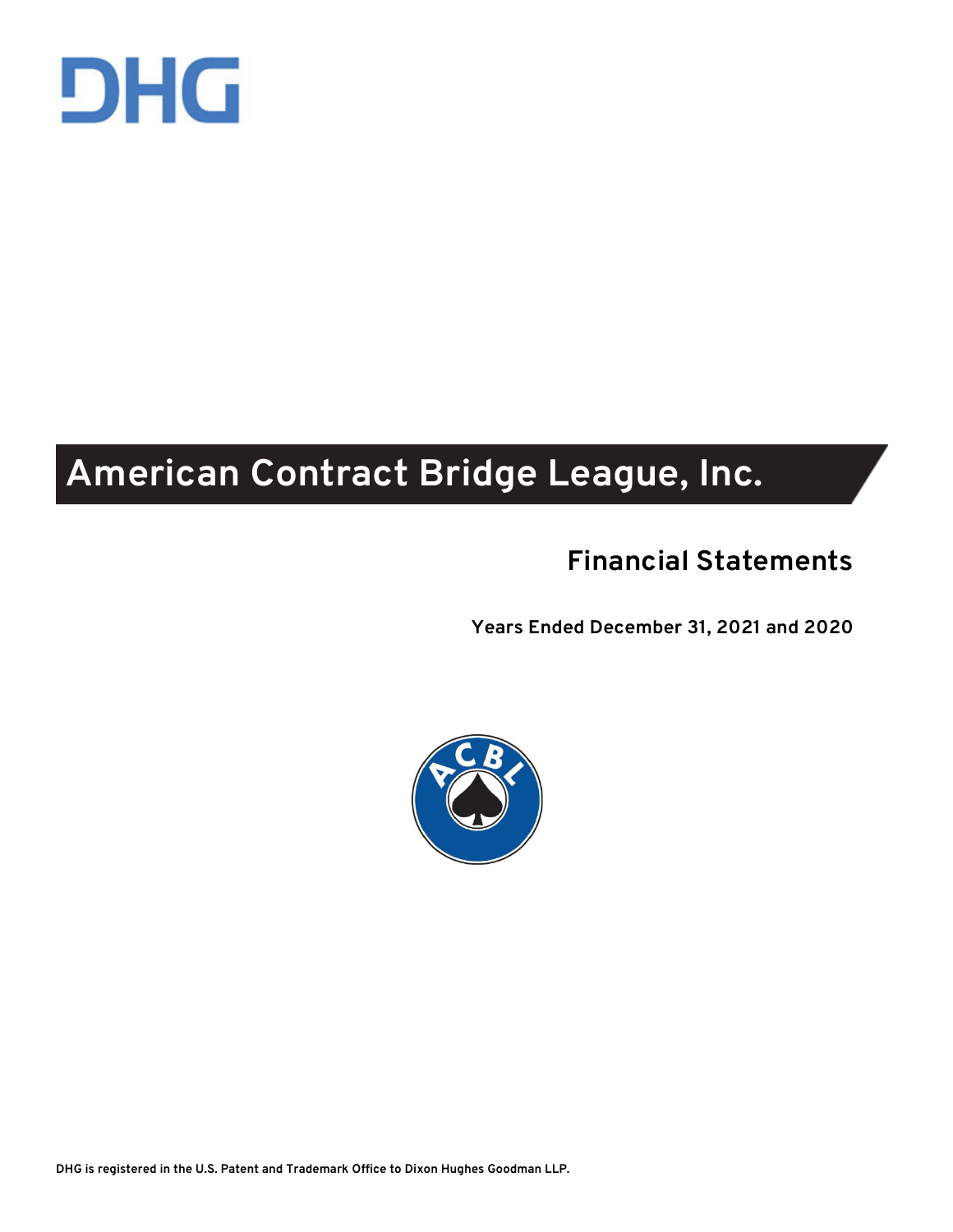DHG

# American Contract Bridge League, Inc.

## Financial Statements

**Years Ended December 31, 2021 and 2020**

ACBL

**DHG is registered in the U.S. Patent and Trademark Office to Dixon Hughes Goodman LLP.**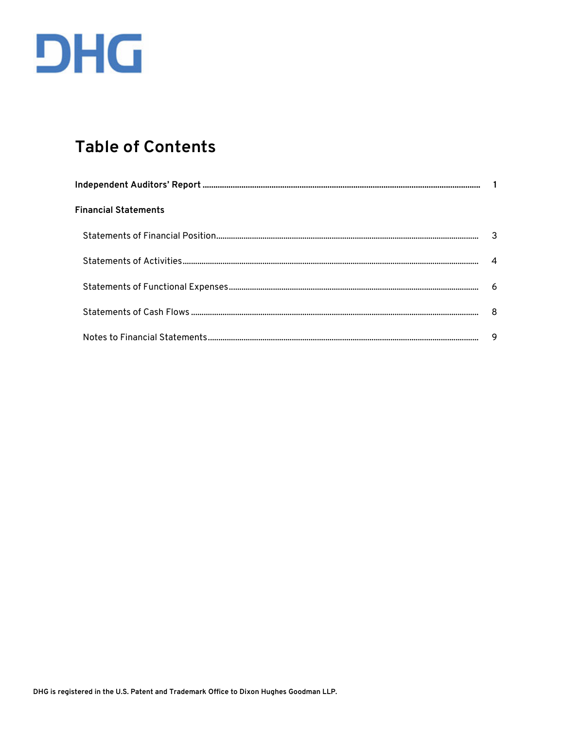DHG

# Table of Contents

| | |
|---|---|
| **Independent Auditors' Report** | **1** |
| **Financial Statements** | |
| Statements of Financial Position | 3 |
| Statements of Activities | 4 |
| Statements of Functional Expenses | 6 |
| Statements of Cash Flows | 8 |
| Notes to Financial Statements | 9 |

**DHG is registered in the U.S. Patent and Trademark Office to Dixon Hughes Goodman LLP.**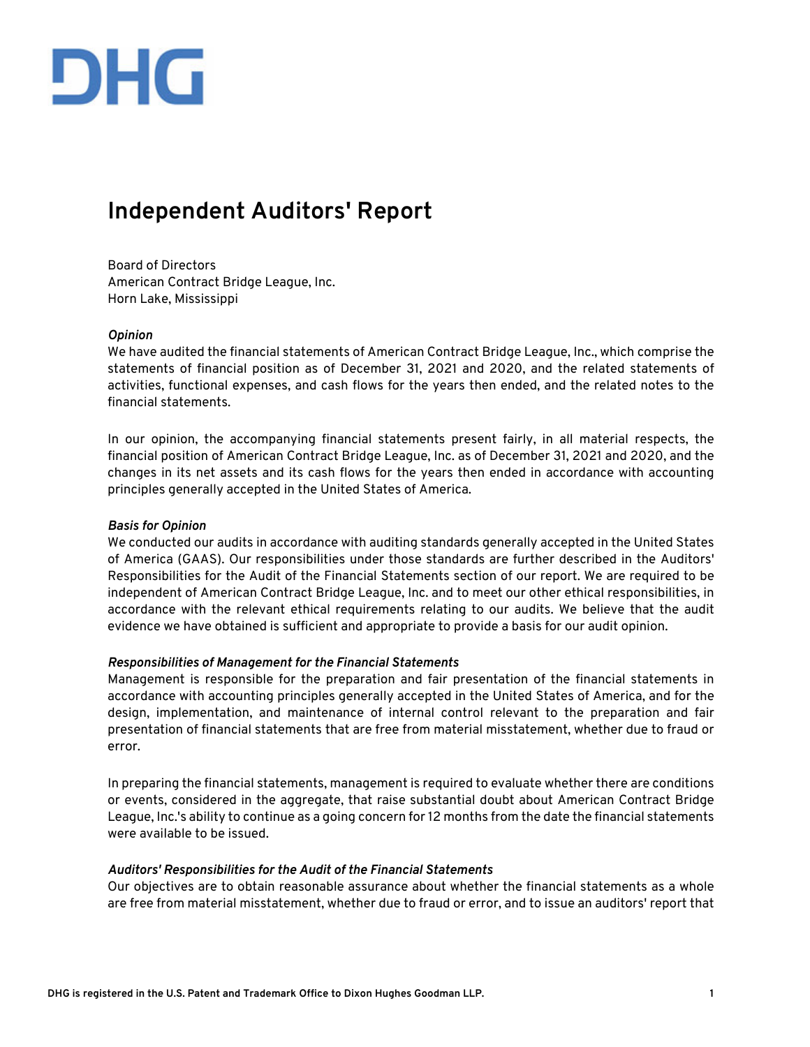# DHG

## Independent Auditors' Report

Board of Directors
American Contract Bridge League, Inc.
Horn Lake, Mississippi

***Opinion***
We have audited the financial statements of American Contract Bridge League, Inc., which comprise the statements of financial position as of December 31, 2021 and 2020, and the related statements of activities, functional expenses, and cash flows for the years then ended, and the related notes to the financial statements.

In our opinion, the accompanying financial statements present fairly, in all material respects, the financial position of American Contract Bridge League, Inc. as of December 31, 2021 and 2020, and the changes in its net assets and its cash flows for the years then ended in accordance with accounting principles generally accepted in the United States of America.

***Basis for Opinion***
We conducted our audits in accordance with auditing standards generally accepted in the United States of America (GAAS). Our responsibilities under those standards are further described in the Auditors' Responsibilities for the Audit of the Financial Statements section of our report. We are required to be independent of American Contract Bridge League, Inc. and to meet our other ethical responsibilities, in accordance with the relevant ethical requirements relating to our audits. We believe that the audit evidence we have obtained is sufficient and appropriate to provide a basis for our audit opinion.

***Responsibilities of Management for the Financial Statements***
Management is responsible for the preparation and fair presentation of the financial statements in accordance with accounting principles generally accepted in the United States of America, and for the design, implementation, and maintenance of internal control relevant to the preparation and fair presentation of financial statements that are free from material misstatement, whether due to fraud or error.

In preparing the financial statements, management is required to evaluate whether there are conditions or events, considered in the aggregate, that raise substantial doubt about American Contract Bridge League, Inc.'s ability to continue as a going concern for 12 months from the date the financial statements were available to be issued.

***Auditors' Responsibilities for the Audit of the Financial Statements***
Our objectives are to obtain reasonable assurance about whether the financial statements as a whole are free from material misstatement, whether due to fraud or error, and to issue an auditors' report that

DHG is registered in the U.S. Patent and Trademark Office to Dixon Hughes Goodman LLP.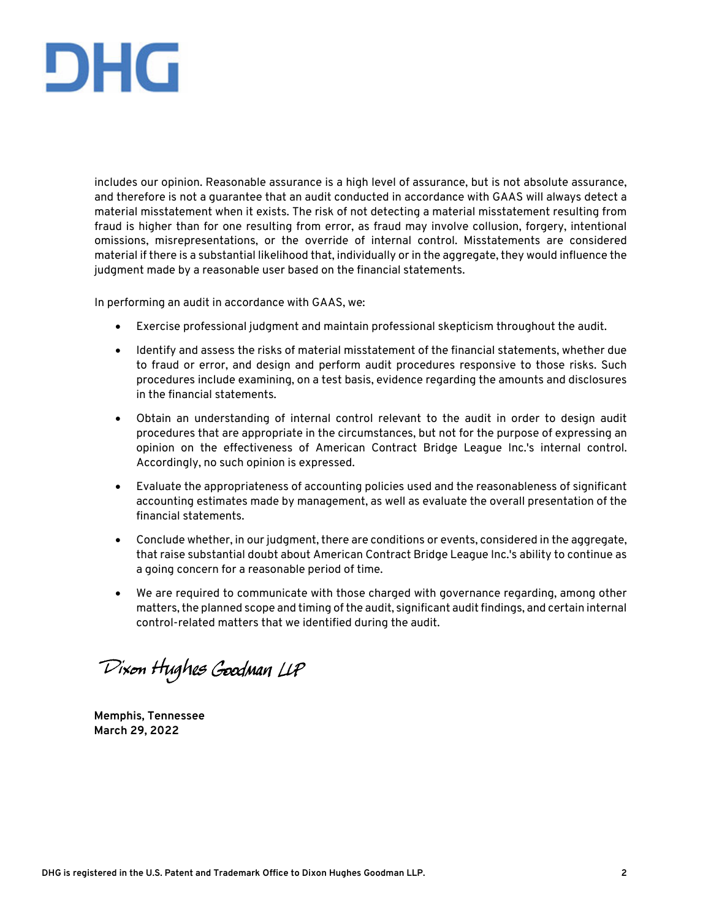includes our opinion. Reasonable assurance is a high level of assurance, but is not absolute assurance, and therefore is not a guarantee that an audit conducted in accordance with GAAS will always detect a material misstatement when it exists. The risk of not detecting a material misstatement resulting from fraud is higher than for one resulting from error, as fraud may involve collusion, forgery, intentional omissions, misrepresentations, or the override of internal control. Misstatements are considered material if there is a substantial likelihood that, individually or in the aggregate, they would influence the judgment made by a reasonable user based on the financial statements.

In performing an audit in accordance with GAAS, we:

- Exercise professional judgment and maintain professional skepticism throughout the audit.
- Identify and assess the risks of material misstatement of the financial statements, whether due to fraud or error, and design and perform audit procedures responsive to those risks. Such procedures include examining, on a test basis, evidence regarding the amounts and disclosures in the financial statements.
- Obtain an understanding of internal control relevant to the audit in order to design audit procedures that are appropriate in the circumstances, but not for the purpose of expressing an opinion on the effectiveness of American Contract Bridge League Inc.'s internal control. Accordingly, no such opinion is expressed.
- Evaluate the appropriateness of accounting policies used and the reasonableness of significant accounting estimates made by management, as well as evaluate the overall presentation of the financial statements.
- Conclude whether, in our judgment, there are conditions or events, considered in the aggregate, that raise substantial doubt about American Contract Bridge League Inc.'s ability to continue as a going concern for a reasonable period of time.
- We are required to communicate with those charged with governance regarding, among other matters, the planned scope and timing of the audit, significant audit findings, and certain internal control-related matters that we identified during the audit.

*Dixon Hughes Goodman LLP*

**Memphis, Tennessee**
**March 29, 2022**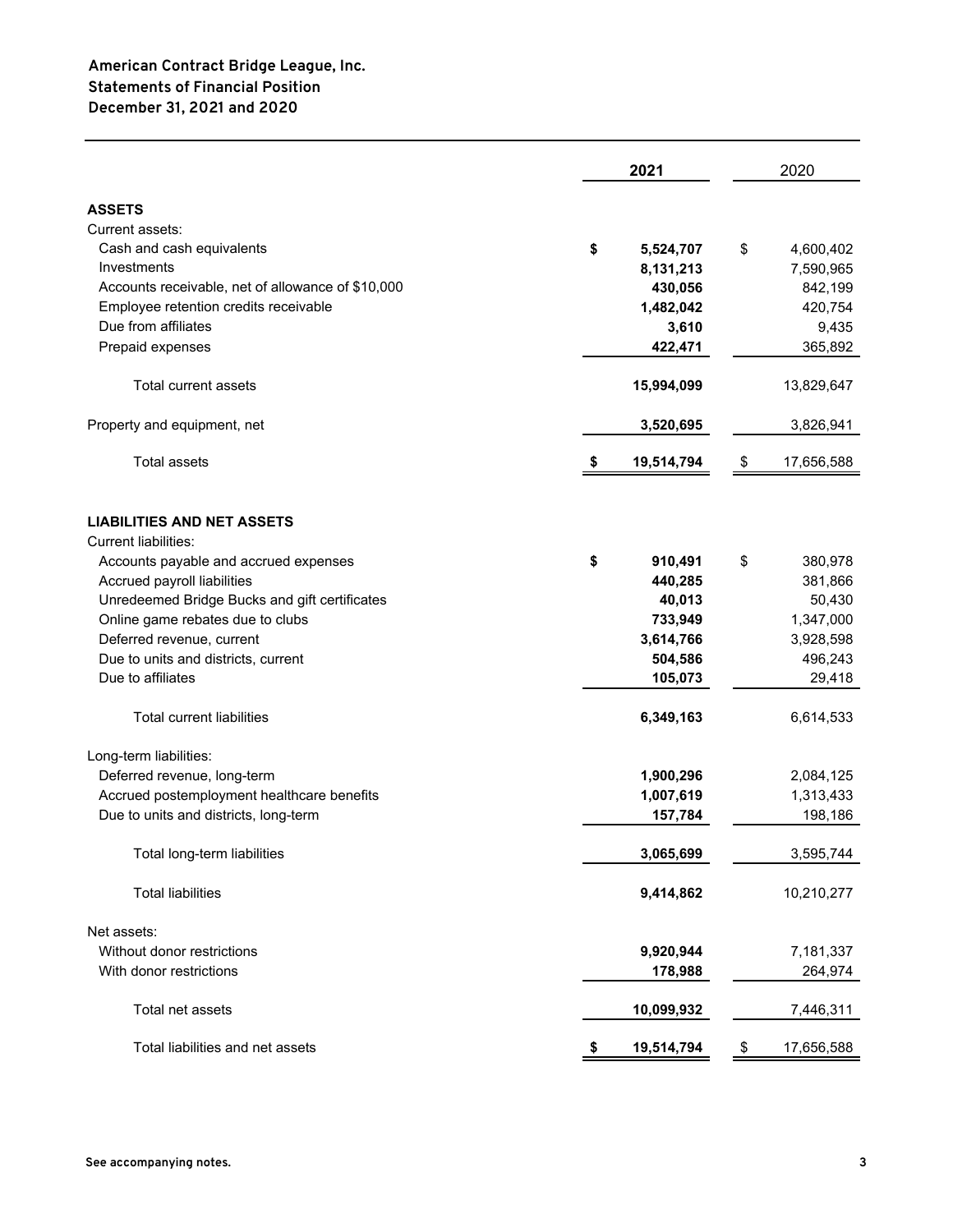**American Contract Bridge League, Inc.**
**Statements of Financial Position**
**December 31, 2021 and 2020**

| | **2021** | 2020 |
|---|---|---|
| **ASSETS** | | |
| Current assets: | | |
| Cash and cash equivalents | **$ 5,524,707** | $ 4,600,402 |
| Investments | **8,131,213** | 7,590,965 |
| Accounts receivable, net of allowance of $10,000 | **430,056** | 842,199 |
| Employee retention credits receivable | **1,482,042** | 420,754 |
| Due from affiliates | **3,610** | 9,435 |
| Prepaid expenses | **422,471** | 365,892 |
| Total current assets | **15,994,099** | 13,829,647 |
| Property and equipment, net | **3,520,695** | 3,826,941 |
| Total assets | **$ 19,514,794** | $ 17,656,588 |
| **LIABILITIES AND NET ASSETS** | | |
| Current liabilities: | | |
| Accounts payable and accrued expenses | **$ 910,491** | $ 380,978 |
| Accrued payroll liabilities | **440,285** | 381,866 |
| Unredeemed Bridge Bucks and gift certificates | **40,013** | 50,430 |
| Online game rebates due to clubs | **733,949** | 1,347,000 |
| Deferred revenue, current | **3,614,766** | 3,928,598 |
| Due to units and districts, current | **504,586** | 496,243 |
| Due to affiliates | **105,073** | 29,418 |
| Total current liabilities | **6,349,163** | 6,614,533 |
| Long-term liabilities: | | |
| Deferred revenue, long-term | **1,900,296** | 2,084,125 |
| Accrued postemployment healthcare benefits | **1,007,619** | 1,313,433 |
| Due to units and districts, long-term | **157,784** | 198,186 |
| Total long-term liabilities | **3,065,699** | 3,595,744 |
| Total liabilities | **9,414,862** | 10,210,277 |
| Net assets: | | |
| Without donor restrictions | **9,920,944** | 7,181,337 |
| With donor restrictions | **178,988** | 264,974 |
| Total net assets | **10,099,932** | 7,446,311 |
| Total liabilities and net assets | **$ 19,514,794** | $ 17,656,588 |

**See accompanying notes.**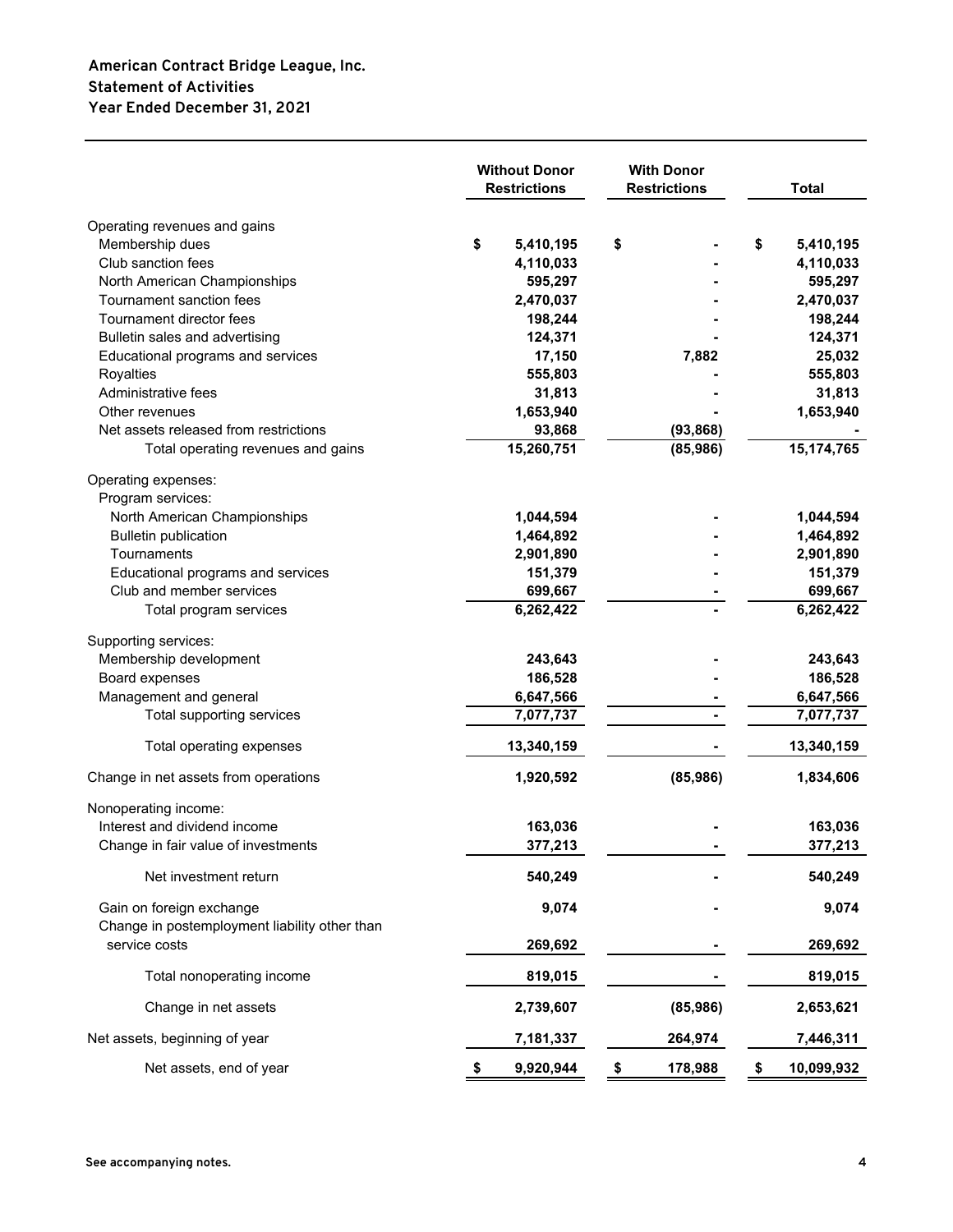**American Contract Bridge League, Inc.**
**Statement of Activities**
**Year Ended December 31, 2021**

| | Without Donor Restrictions | With Donor Restrictions | Total |
|---|---|---|---|
| Operating revenues and gains | | | |
| Membership dues | $ 5,410,195 | $ - | $ 5,410,195 |
| Club sanction fees | 4,110,033 | - | 4,110,033 |
| North American Championships | 595,297 | - | 595,297 |
| Tournament sanction fees | 2,470,037 | - | 2,470,037 |
| Tournament director fees | 198,244 | - | 198,244 |
| Bulletin sales and advertising | 124,371 | - | 124,371 |
| Educational programs and services | 17,150 | 7,882 | 25,032 |
| Royalties | 555,803 | - | 555,803 |
| Administrative fees | 31,813 | - | 31,813 |
| Other revenues | 1,653,940 | - | 1,653,940 |
| Net assets released from restrictions | 93,868 | (93,868) | - |
| Total operating revenues and gains | 15,260,751 | (85,986) | 15,174,765 |
| Operating expenses: | | | |
| Program services: | | | |
| North American Championships | 1,044,594 | - | 1,044,594 |
| Bulletin publication | 1,464,892 | - | 1,464,892 |
| Tournaments | 2,901,890 | - | 2,901,890 |
| Educational programs and services | 151,379 | - | 151,379 |
| Club and member services | 699,667 | - | 699,667 |
| Total program services | 6,262,422 | - | 6,262,422 |
| Supporting services: | | | |
| Membership development | 243,643 | - | 243,643 |
| Board expenses | 186,528 | - | 186,528 |
| Management and general | 6,647,566 | - | 6,647,566 |
| Total supporting services | 7,077,737 | - | 7,077,737 |
| Total operating expenses | 13,340,159 | - | 13,340,159 |
| Change in net assets from operations | 1,920,592 | (85,986) | 1,834,606 |
| Nonoperating income: | | | |
| Interest and dividend income | 163,036 | - | 163,036 |
| Change in fair value of investments | 377,213 | - | 377,213 |
| Net investment return | 540,249 | - | 540,249 |
| Gain on foreign exchange | 9,074 | - | 9,074 |
| Change in postemployment liability other than service costs | 269,692 | - | 269,692 |
| Total nonoperating income | 819,015 | - | 819,015 |
| Change in net assets | 2,739,607 | (85,986) | 2,653,621 |
| Net assets, beginning of year | 7,181,337 | 264,974 | 7,446,311 |
| Net assets, end of year | $ 9,920,944 | $ 178,988 | $ 10,099,932 |

**See accompanying notes.**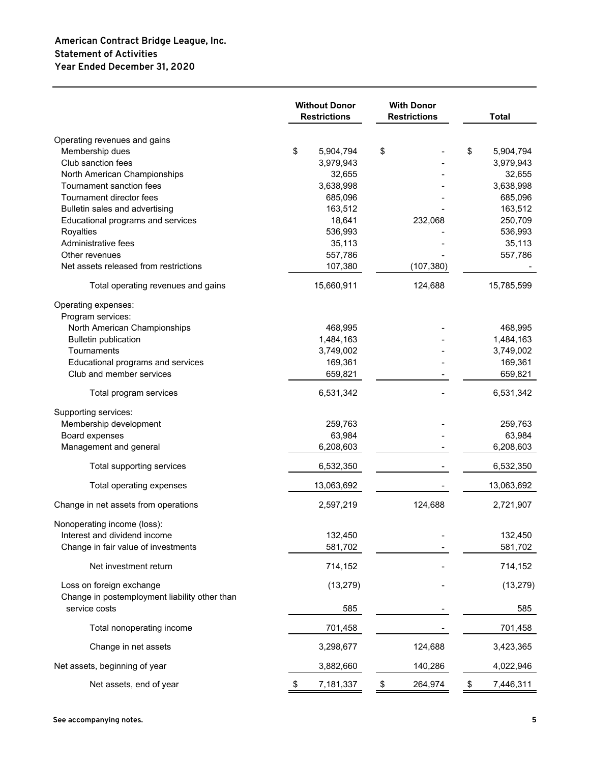**American Contract Bridge League, Inc.**
**Statement of Activities**
**Year Ended December 31, 2020**

| | Without Donor Restrictions | With Donor Restrictions | Total |
|---|---|---|---|
| Operating revenues and gains | | | |
| Membership dues | $ 5,904,794 | $ - | $ 5,904,794 |
| Club sanction fees | 3,979,943 | - | 3,979,943 |
| North American Championships | 32,655 | - | 32,655 |
| Tournament sanction fees | 3,638,998 | - | 3,638,998 |
| Tournament director fees | 685,096 | - | 685,096 |
| Bulletin sales and advertising | 163,512 | - | 163,512 |
| Educational programs and services | 18,641 | 232,068 | 250,709 |
| Royalties | 536,993 | - | 536,993 |
| Administrative fees | 35,113 | - | 35,113 |
| Other revenues | 557,786 | - | 557,786 |
| Net assets released from restrictions | 107,380 | (107,380) | - |
| Total operating revenues and gains | 15,660,911 | 124,688 | 15,785,599 |
| Operating expenses: | | | |
| Program services: | | | |
| North American Championships | 468,995 | - | 468,995 |
| Bulletin publication | 1,484,163 | - | 1,484,163 |
| Tournaments | 3,749,002 | - | 3,749,002 |
| Educational programs and services | 169,361 | - | 169,361 |
| Club and member services | 659,821 | - | 659,821 |
| Total program services | 6,531,342 | - | 6,531,342 |
| Supporting services: | | | |
| Membership development | 259,763 | - | 259,763 |
| Board expenses | 63,984 | - | 63,984 |
| Management and general | 6,208,603 | - | 6,208,603 |
| Total supporting services | 6,532,350 | - | 6,532,350 |
| Total operating expenses | 13,063,692 | - | 13,063,692 |
| Change in net assets from operations | 2,597,219 | 124,688 | 2,721,907 |
| Nonoperating income (loss): | | | |
| Interest and dividend income | 132,450 | - | 132,450 |
| Change in fair value of investments | 581,702 | - | 581,702 |
| Net investment return | 714,152 | - | 714,152 |
| Loss on foreign exchange | (13,279) | - | (13,279) |
| Change in postemployment liability other than service costs | 585 | - | 585 |
| Total nonoperating income | 701,458 | - | 701,458 |
| Change in net assets | 3,298,677 | 124,688 | 3,423,365 |
| Net assets, beginning of year | 3,882,660 | 140,286 | 4,022,946 |
| Net assets, end of year | $ 7,181,337 | $ 264,974 | $ 7,446,311 |

**See accompanying notes.**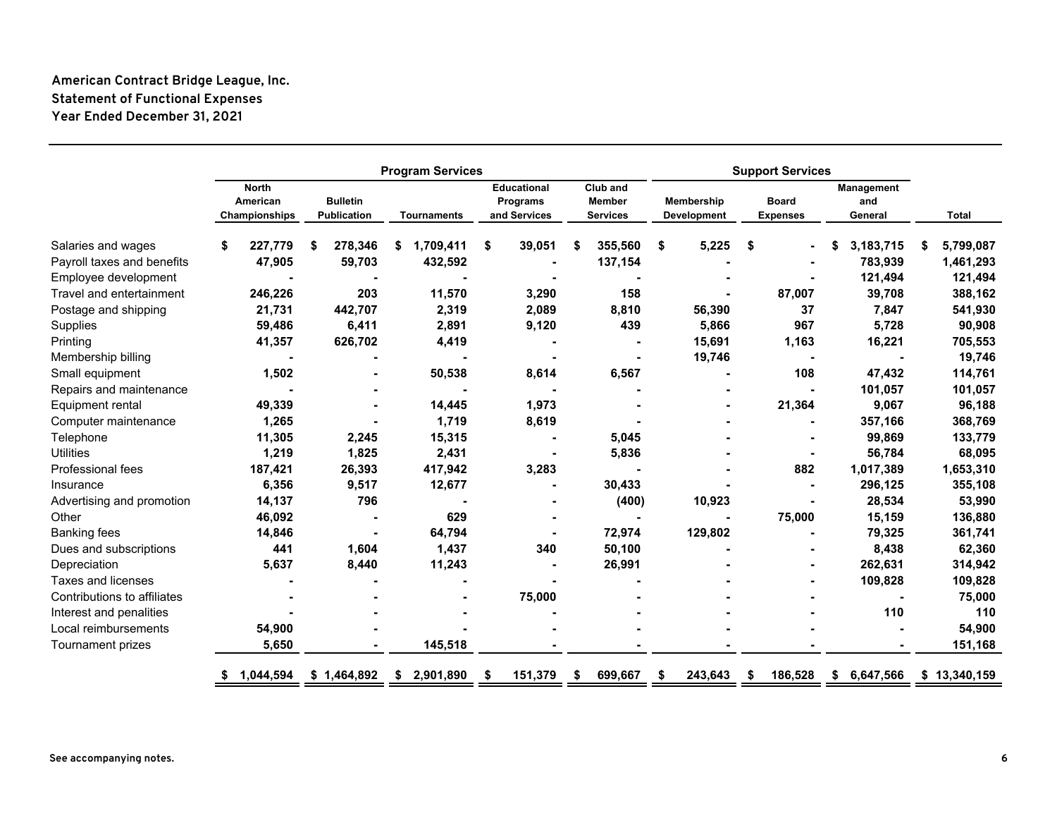**American Contract Bridge League, Inc.**
**Statement of Functional Expenses**
**Year Ended December 31, 2021**

| | Program Services | | | | | Support Services | | | |
|---|---|---|---|---|---|---|---|---|---|
| | North American Championships | Bulletin Publication | Tournaments | Educational Programs and Services | Club and Member Services | Membership Development | Board Expenses | Management and General | Total |
| Salaries and wages | $ 227,779 | $ 278,346 | $ 1,709,411 | $ 39,051 | $ 355,560 | $ 5,225 | $ - | $ 3,183,715 | $ 5,799,087 |
| Payroll taxes and benefits | 47,905 | 59,703 | 432,592 | - | 137,154 | - | - | 783,939 | 1,461,293 |
| Employee development | - | - | - | - | - | - | - | 121,494 | 121,494 |
| Travel and entertainment | 246,226 | 203 | 11,570 | 3,290 | 158 | - | 87,007 | 39,708 | 388,162 |
| Postage and shipping | 21,731 | 442,707 | 2,319 | 2,089 | 8,810 | 56,390 | 37 | 7,847 | 541,930 |
| Supplies | 59,486 | 6,411 | 2,891 | 9,120 | 439 | 5,866 | 967 | 5,728 | 90,908 |
| Printing | 41,357 | 626,702 | 4,419 | - | - | 15,691 | 1,163 | 16,221 | 705,553 |
| Membership billing | - | - | - | - | - | 19,746 | - | - | 19,746 |
| Small equipment | 1,502 | - | 50,538 | 8,614 | 6,567 | - | 108 | 47,432 | 114,761 |
| Repairs and maintenance | - | - | - | - | - | - | - | 101,057 | 101,057 |
| Equipment rental | 49,339 | - | 14,445 | 1,973 | - | - | 21,364 | 9,067 | 96,188 |
| Computer maintenance | 1,265 | - | 1,719 | 8,619 | - | - | - | 357,166 | 368,769 |
| Telephone | 11,305 | 2,245 | 15,315 | - | 5,045 | - | - | 99,869 | 133,779 |
| Utilities | 1,219 | 1,825 | 2,431 | - | 5,836 | - | - | 56,784 | 68,095 |
| Professional fees | 187,421 | 26,393 | 417,942 | 3,283 | - | - | 882 | 1,017,389 | 1,653,310 |
| Insurance | 6,356 | 9,517 | 12,677 | - | 30,433 | - | - | 296,125 | 355,108 |
| Advertising and promotion | 14,137 | 796 | - | - | (400) | 10,923 | - | 28,534 | 53,990 |
| Other | 46,092 | - | 629 | - | - | - | 75,000 | 15,159 | 136,880 |
| Banking fees | 14,846 | - | 64,794 | - | 72,974 | 129,802 | - | 79,325 | 361,741 |
| Dues and subscriptions | 441 | 1,604 | 1,437 | 340 | 50,100 | - | - | 8,438 | 62,360 |
| Depreciation | 5,637 | 8,440 | 11,243 | - | 26,991 | - | - | 262,631 | 314,942 |
| Taxes and licenses | - | - | - | - | - | - | - | 109,828 | 109,828 |
| Contributions to affiliates | - | - | - | 75,000 | - | - | - | - | 75,000 |
| Interest and penalities | - | - | - | - | - | - | - | 110 | 110 |
| Local reimbursements | 54,900 | - | - | - | - | - | - | - | 54,900 |
| Tournament prizes | 5,650 | - | 145,518 | - | - | - | - | - | 151,168 |
| | $ 1,044,594 | $ 1,464,892 | $ 2,901,890 | $ 151,379 | $ 699,667 | $ 243,643 | $ 186,528 | $ 6,647,566 | $ 13,340,159 |

**See accompanying notes.**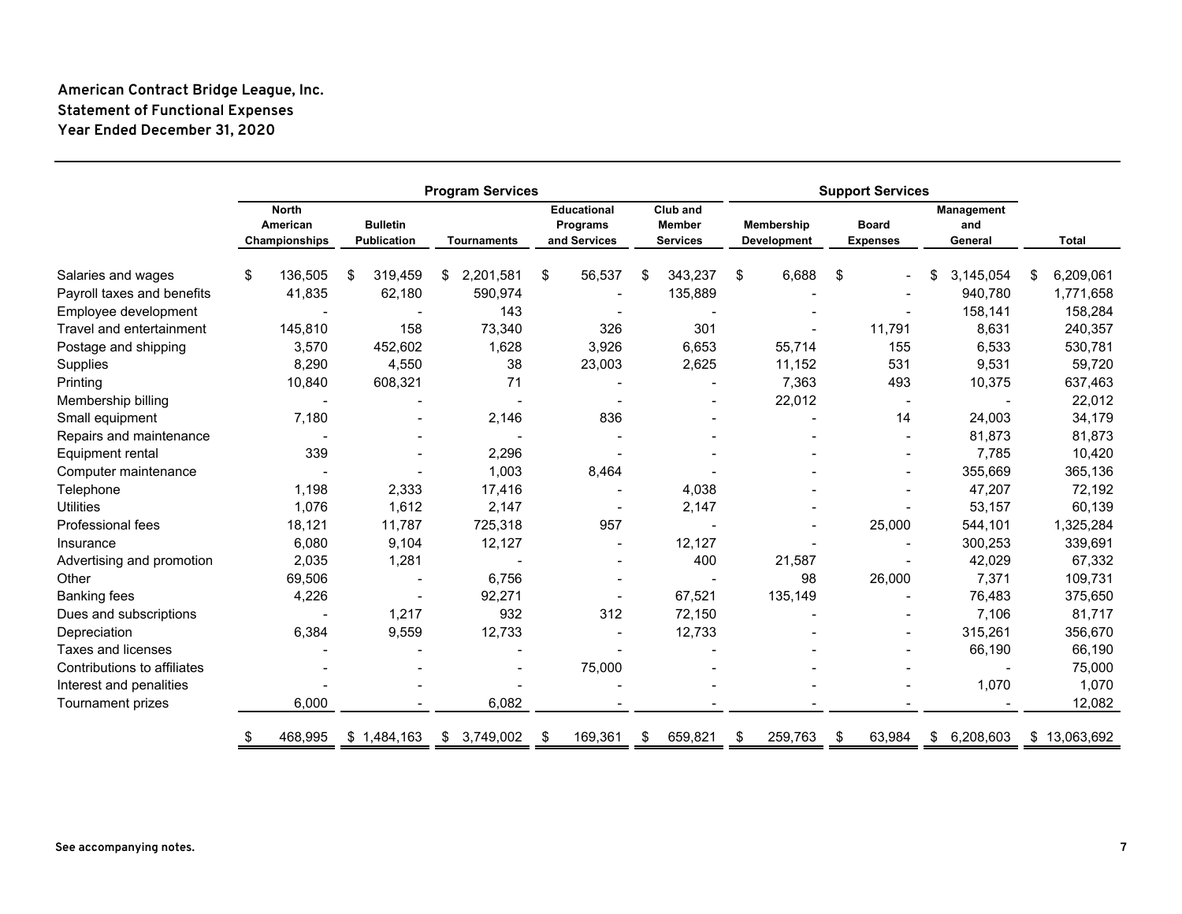**American Contract Bridge League, Inc.**
**Statement of Functional Expenses**
**Year Ended December 31, 2020**

| | Program Services | | | | | Support Services | | | |
|---|---|---|---|---|---|---|---|---|---|
| | North American Championships | Bulletin Publication | Tournaments | Educational Programs and Services | Club and Member Services | Membership Development | Board Expenses | Management and General | Total |
| Salaries and wages | $ 136,505 | $ 319,459 | $ 2,201,581 | $ 56,537 | $ 343,237 | $ 6,688 | $ - | $ 3,145,054 | $ 6,209,061 |
| Payroll taxes and benefits | 41,835 | 62,180 | 590,974 | - | 135,889 | - | - | 940,780 | 1,771,658 |
| Employee development | - | - | 143 | - | - | - | - | 158,141 | 158,284 |
| Travel and entertainment | 145,810 | 158 | 73,340 | 326 | 301 | - | 11,791 | 8,631 | 240,357 |
| Postage and shipping | 3,570 | 452,602 | 1,628 | 3,926 | 6,653 | 55,714 | 155 | 6,533 | 530,781 |
| Supplies | 8,290 | 4,550 | 38 | 23,003 | 2,625 | 11,152 | 531 | 9,531 | 59,720 |
| Printing | 10,840 | 608,321 | 71 | - | - | 7,363 | 493 | 10,375 | 637,463 |
| Membership billing | - | - | - | - | - | 22,012 | - | - | 22,012 |
| Small equipment | 7,180 | - | 2,146 | 836 | - | - | 14 | 24,003 | 34,179 |
| Repairs and maintenance | - | - | - | - | - | - | - | 81,873 | 81,873 |
| Equipment rental | 339 | - | 2,296 | - | - | - | - | 7,785 | 10,420 |
| Computer maintenance | - | - | 1,003 | 8,464 | - | - | - | 355,669 | 365,136 |
| Telephone | 1,198 | 2,333 | 17,416 | - | 4,038 | - | - | 47,207 | 72,192 |
| Utilities | 1,076 | 1,612 | 2,147 | - | 2,147 | - | - | 53,157 | 60,139 |
| Professional fees | 18,121 | 11,787 | 725,318 | 957 | - | - | 25,000 | 544,101 | 1,325,284 |
| Insurance | 6,080 | 9,104 | 12,127 | - | 12,127 | - | - | 300,253 | 339,691 |
| Advertising and promotion | 2,035 | 1,281 | - | - | 400 | 21,587 | - | 42,029 | 67,332 |
| Other | 69,506 | - | 6,756 | - | - | 98 | 26,000 | 7,371 | 109,731 |
| Banking fees | 4,226 | - | 92,271 | - | 67,521 | 135,149 | - | 76,483 | 375,650 |
| Dues and subscriptions | - | 1,217 | 932 | 312 | 72,150 | - | - | 7,106 | 81,717 |
| Depreciation | 6,384 | 9,559 | 12,733 | - | 12,733 | - | - | 315,261 | 356,670 |
| Taxes and licenses | - | - | - | - | - | - | - | 66,190 | 66,190 |
| Contributions to affiliates | - | - | - | 75,000 | - | - | - | - | 75,000 |
| Interest and penalities | - | - | - | - | - | - | - | 1,070 | 1,070 |
| Tournament prizes | 6,000 | - | 6,082 | - | - | - | - | - | 12,082 |
| | $ 468,995 | $ 1,484,163 | $ 3,749,002 | $ 169,361 | $ 659,821 | $ 259,763 | $ 63,984 | $ 6,208,603 | $ 13,063,692 |

**See accompanying notes.**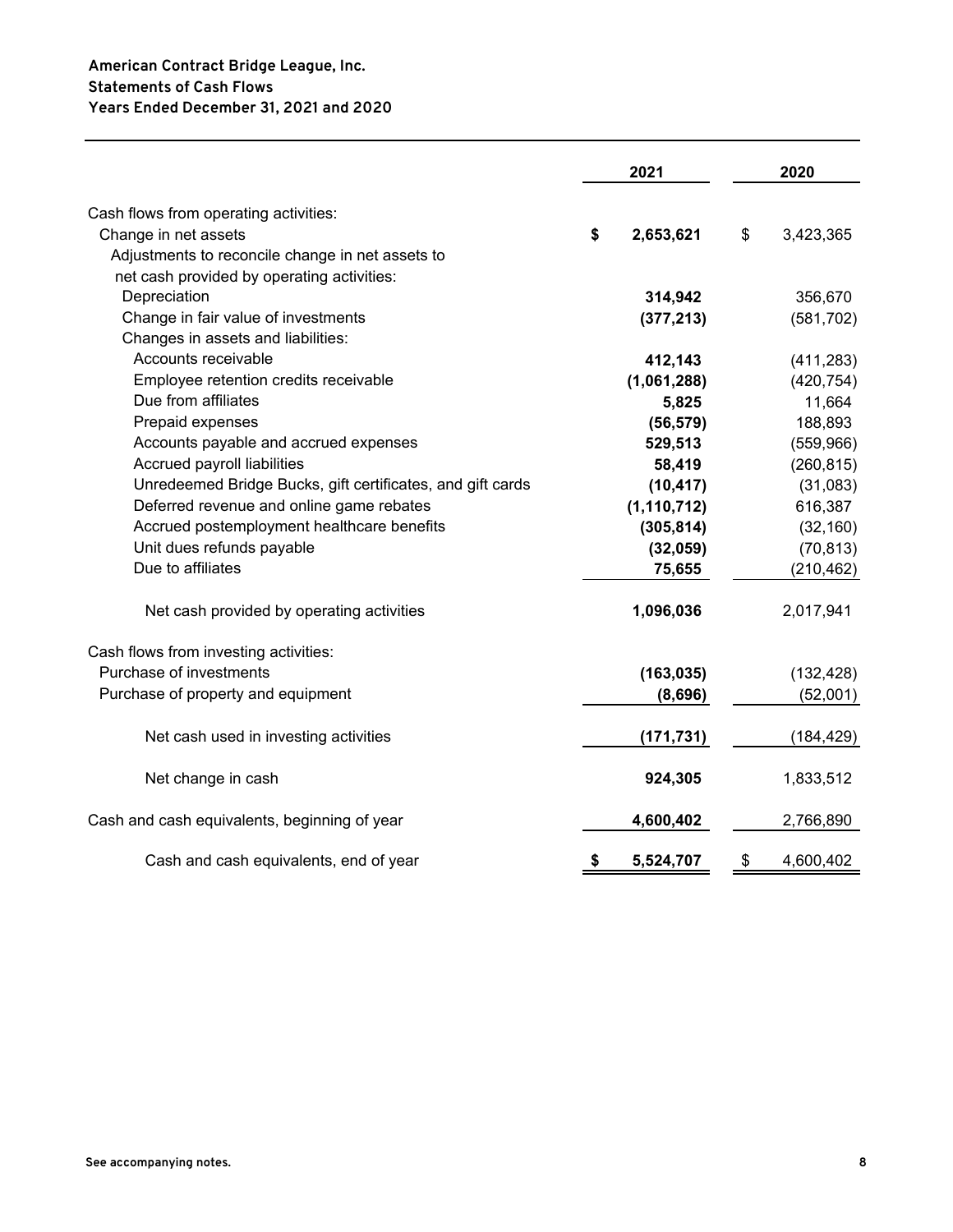**American Contract Bridge League, Inc.**
**Statements of Cash Flows**
**Years Ended December 31, 2021 and 2020**

| | 2021 | 2020 |
|---|---|---|
| Cash flows from operating activities: | | |
| Change in net assets | **$ 2,653,621** | $ 3,423,365 |
| Adjustments to reconcile change in net assets to net cash provided by operating activities: | | |
| Depreciation | **314,942** | 356,670 |
| Change in fair value of investments | **(377,213)** | (581,702) |
| Changes in assets and liabilities: | | |
| Accounts receivable | **412,143** | (411,283) |
| Employee retention credits receivable | **(1,061,288)** | (420,754) |
| Due from affiliates | **5,825** | 11,664 |
| Prepaid expenses | **(56,579)** | 188,893 |
| Accounts payable and accrued expenses | **529,513** | (559,966) |
| Accrued payroll liabilities | **58,419** | (260,815) |
| Unredeemed Bridge Bucks, gift certificates, and gift cards | **(10,417)** | (31,083) |
| Deferred revenue and online game rebates | **(1,110,712)** | 616,387 |
| Accrued postemployment healthcare benefits | **(305,814)** | (32,160) |
| Unit dues refunds payable | **(32,059)** | (70,813) |
| Due to affiliates | **75,655** | (210,462) |
| Net cash provided by operating activities | **1,096,036** | 2,017,941 |
| Cash flows from investing activities: | | |
| Purchase of investments | **(163,035)** | (132,428) |
| Purchase of property and equipment | **(8,696)** | (52,001) |
| Net cash used in investing activities | **(171,731)** | (184,429) |
| Net change in cash | **924,305** | 1,833,512 |
| Cash and cash equivalents, beginning of year | **4,600,402** | 2,766,890 |
| Cash and cash equivalents, end of year | **$ 5,524,707** | $ 4,600,402 |

See accompanying notes.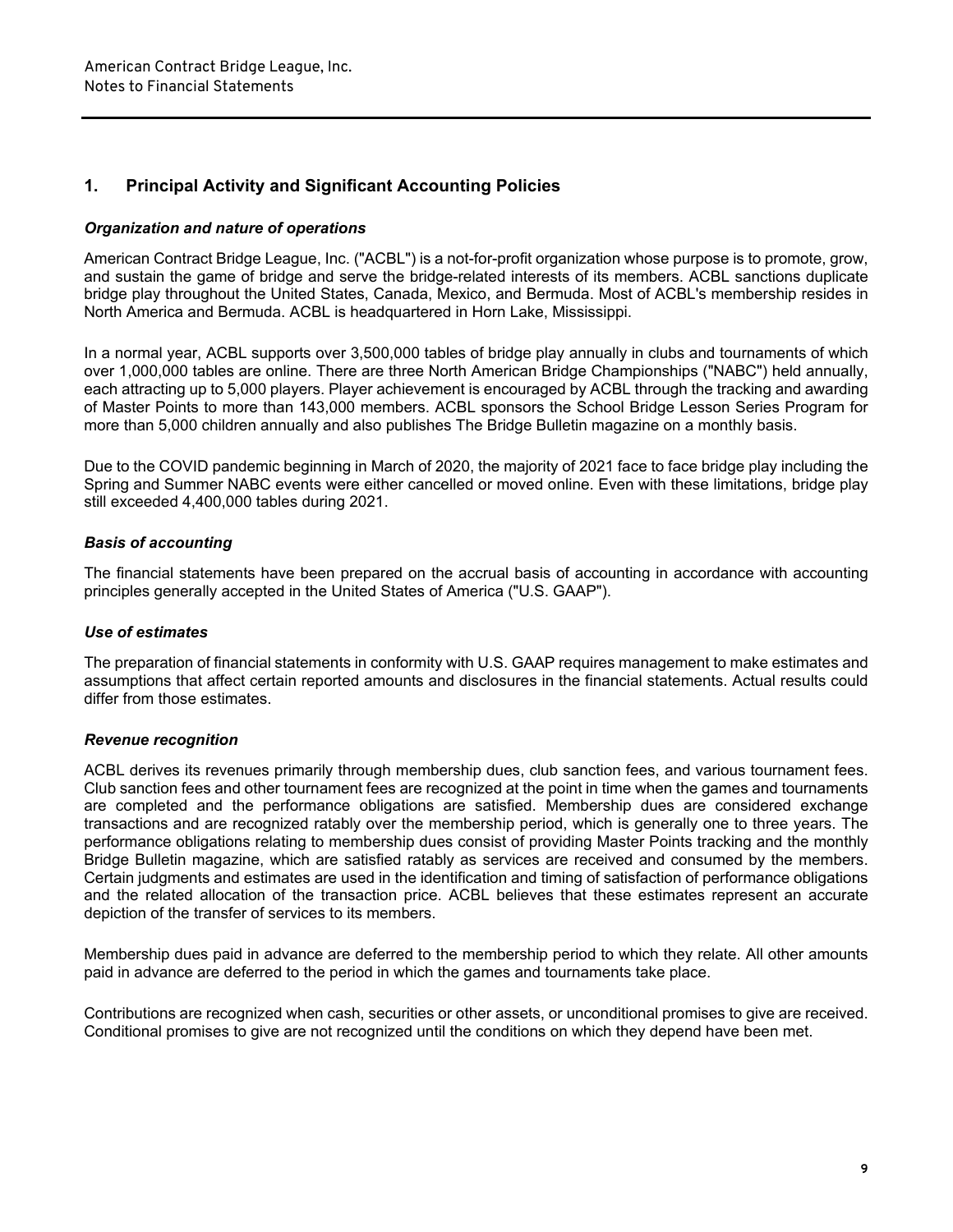## 1. Principal Activity and Significant Accounting Policies

### *Organization and nature of operations*

American Contract Bridge League, Inc. ("ACBL") is a not-for-profit organization whose purpose is to promote, grow, and sustain the game of bridge and serve the bridge-related interests of its members. ACBL sanctions duplicate bridge play throughout the United States, Canada, Mexico, and Bermuda. Most of ACBL's membership resides in North America and Bermuda. ACBL is headquartered in Horn Lake, Mississippi.

In a normal year, ACBL supports over 3,500,000 tables of bridge play annually in clubs and tournaments of which over 1,000,000 tables are online. There are three North American Bridge Championships ("NABC") held annually, each attracting up to 5,000 players. Player achievement is encouraged by ACBL through the tracking and awarding of Master Points to more than 143,000 members. ACBL sponsors the School Bridge Lesson Series Program for more than 5,000 children annually and also publishes The Bridge Bulletin magazine on a monthly basis.

Due to the COVID pandemic beginning in March of 2020, the majority of 2021 face to face bridge play including the Spring and Summer NABC events were either cancelled or moved online. Even with these limitations, bridge play still exceeded 4,400,000 tables during 2021.

### *Basis of accounting*

The financial statements have been prepared on the accrual basis of accounting in accordance with accounting principles generally accepted in the United States of America ("U.S. GAAP").

### *Use of estimates*

The preparation of financial statements in conformity with U.S. GAAP requires management to make estimates and assumptions that affect certain reported amounts and disclosures in the financial statements. Actual results could differ from those estimates.

### *Revenue recognition*

ACBL derives its revenues primarily through membership dues, club sanction fees, and various tournament fees. Club sanction fees and other tournament fees are recognized at the point in time when the games and tournaments are completed and the performance obligations are satisfied. Membership dues are considered exchange transactions and are recognized ratably over the membership period, which is generally one to three years. The performance obligations relating to membership dues consist of providing Master Points tracking and the monthly Bridge Bulletin magazine, which are satisfied ratably as services are received and consumed by the members. Certain judgments and estimates are used in the identification and timing of satisfaction of performance obligations and the related allocation of the transaction price. ACBL believes that these estimates represent an accurate depiction of the transfer of services to its members.

Membership dues paid in advance are deferred to the membership period to which they relate. All other amounts paid in advance are deferred to the period in which the games and tournaments take place.

Contributions are recognized when cash, securities or other assets, or unconditional promises to give are received. Conditional promises to give are not recognized until the conditions on which they depend have been met.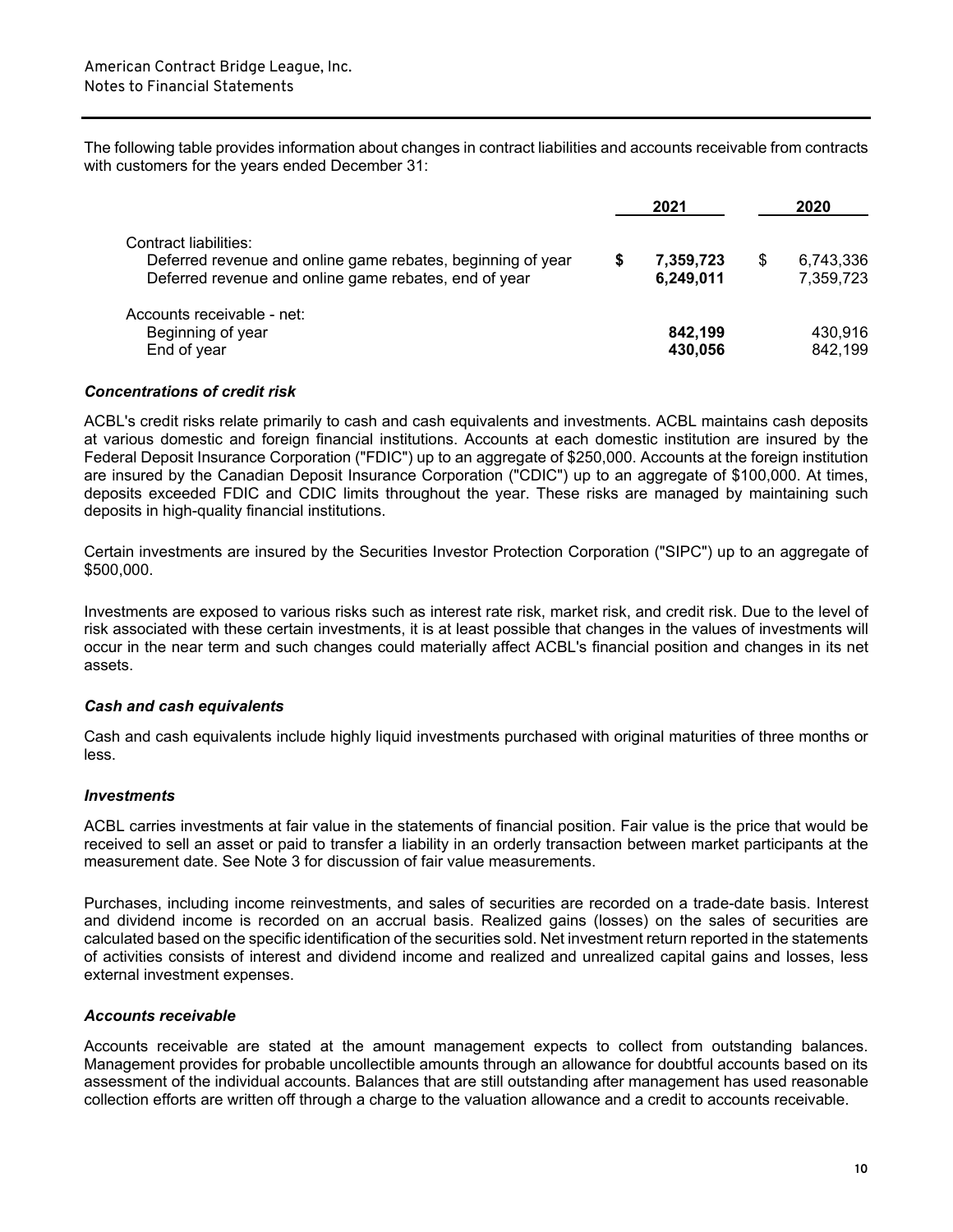The following table provides information about changes in contract liabilities and accounts receivable from contracts with customers for the years ended December 31:

| | 2021 | 2020 |
|---|---|---|
| Contract liabilities: | | |
| Deferred revenue and online game rebates, beginning of year | **$ 7,359,723** | $ 6,743,336 |
| Deferred revenue and online game rebates, end of year | **6,249,011** | 7,359,723 |
| Accounts receivable - net: | | |
| Beginning of year | **842,199** | 430,916 |
| End of year | **430,056** | 842,199 |

### *Concentrations of credit risk*

ACBL's credit risks relate primarily to cash and cash equivalents and investments. ACBL maintains cash deposits at various domestic and foreign financial institutions. Accounts at each domestic institution are insured by the Federal Deposit Insurance Corporation ("FDIC") up to an aggregate of $250,000. Accounts at the foreign institution are insured by the Canadian Deposit Insurance Corporation ("CDIC") up to an aggregate of $100,000. At times, deposits exceeded FDIC and CDIC limits throughout the year. These risks are managed by maintaining such deposits in high-quality financial institutions.

Certain investments are insured by the Securities Investor Protection Corporation ("SIPC") up to an aggregate of $500,000.

Investments are exposed to various risks such as interest rate risk, market risk, and credit risk. Due to the level of risk associated with these certain investments, it is at least possible that changes in the values of investments will occur in the near term and such changes could materially affect ACBL's financial position and changes in its net assets.

### *Cash and cash equivalents*

Cash and cash equivalents include highly liquid investments purchased with original maturities of three months or less.

### *Investments*

ACBL carries investments at fair value in the statements of financial position. Fair value is the price that would be received to sell an asset or paid to transfer a liability in an orderly transaction between market participants at the measurement date. See Note 3 for discussion of fair value measurements.

Purchases, including income reinvestments, and sales of securities are recorded on a trade-date basis. Interest and dividend income is recorded on an accrual basis. Realized gains (losses) on the sales of securities are calculated based on the specific identification of the securities sold. Net investment return reported in the statements of activities consists of interest and dividend income and realized and unrealized capital gains and losses, less external investment expenses.

### *Accounts receivable*

Accounts receivable are stated at the amount management expects to collect from outstanding balances. Management provides for probable uncollectible amounts through an allowance for doubtful accounts based on its assessment of the individual accounts. Balances that are still outstanding after management has used reasonable collection efforts are written off through a charge to the valuation allowance and a credit to accounts receivable.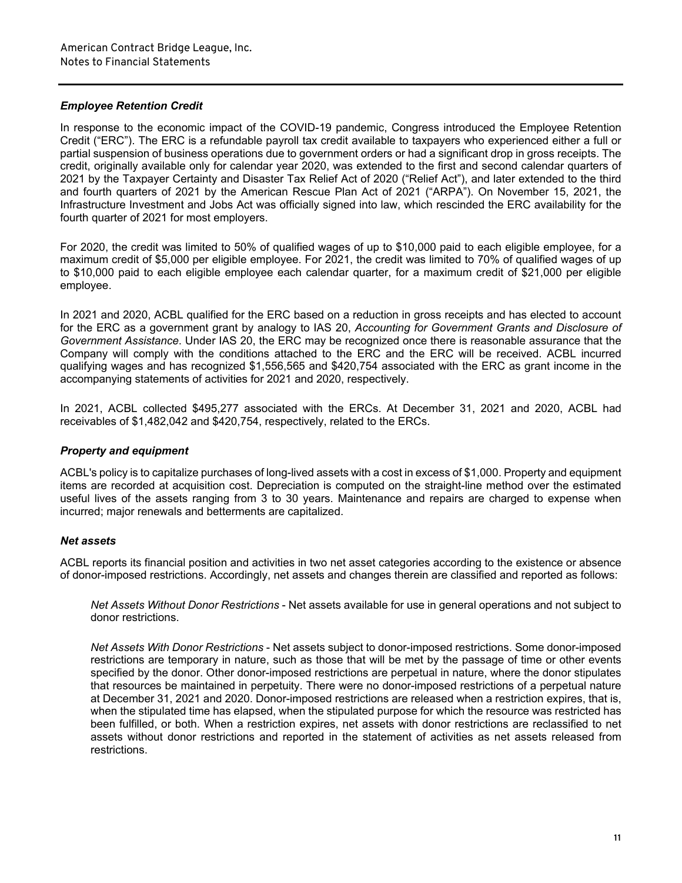### *Employee Retention Credit*

In response to the economic impact of the COVID-19 pandemic, Congress introduced the Employee Retention Credit ("ERC"). The ERC is a refundable payroll tax credit available to taxpayers who experienced either a full or partial suspension of business operations due to government orders or had a significant drop in gross receipts. The credit, originally available only for calendar year 2020, was extended to the first and second calendar quarters of 2021 by the Taxpayer Certainty and Disaster Tax Relief Act of 2020 ("Relief Act"), and later extended to the third and fourth quarters of 2021 by the American Rescue Plan Act of 2021 ("ARPA"). On November 15, 2021, the Infrastructure Investment and Jobs Act was officially signed into law, which rescinded the ERC availability for the fourth quarter of 2021 for most employers.

For 2020, the credit was limited to 50% of qualified wages of up to $10,000 paid to each eligible employee, for a maximum credit of $5,000 per eligible employee. For 2021, the credit was limited to 70% of qualified wages of up to $10,000 paid to each eligible employee each calendar quarter, for a maximum credit of $21,000 per eligible employee.

In 2021 and 2020, ACBL qualified for the ERC based on a reduction in gross receipts and has elected to account for the ERC as a government grant by analogy to IAS 20, *Accounting for Government Grants and Disclosure of Government Assistance*. Under IAS 20, the ERC may be recognized once there is reasonable assurance that the Company will comply with the conditions attached to the ERC and the ERC will be received. ACBL incurred qualifying wages and has recognized $1,556,565 and $420,754 associated with the ERC as grant income in the accompanying statements of activities for 2021 and 2020, respectively.

In 2021, ACBL collected $495,277 associated with the ERCs. At December 31, 2021 and 2020, ACBL had receivables of $1,482,042 and $420,754, respectively, related to the ERCs.

### *Property and equipment*

ACBL's policy is to capitalize purchases of long-lived assets with a cost in excess of $1,000. Property and equipment items are recorded at acquisition cost. Depreciation is computed on the straight-line method over the estimated useful lives of the assets ranging from 3 to 30 years. Maintenance and repairs are charged to expense when incurred; major renewals and betterments are capitalized.

### *Net assets*

ACBL reports its financial position and activities in two net asset categories according to the existence or absence of donor-imposed restrictions. Accordingly, net assets and changes therein are classified and reported as follows:

*Net Assets Without Donor Restrictions* - Net assets available for use in general operations and not subject to donor restrictions.

*Net Assets With Donor Restrictions* - Net assets subject to donor-imposed restrictions. Some donor-imposed restrictions are temporary in nature, such as those that will be met by the passage of time or other events specified by the donor. Other donor-imposed restrictions are perpetual in nature, where the donor stipulates that resources be maintained in perpetuity. There were no donor-imposed restrictions of a perpetual nature at December 31, 2021 and 2020. Donor-imposed restrictions are released when a restriction expires, that is, when the stipulated time has elapsed, when the stipulated purpose for which the resource was restricted has been fulfilled, or both. When a restriction expires, net assets with donor restrictions are reclassified to net assets without donor restrictions and reported in the statement of activities as net assets released from restrictions.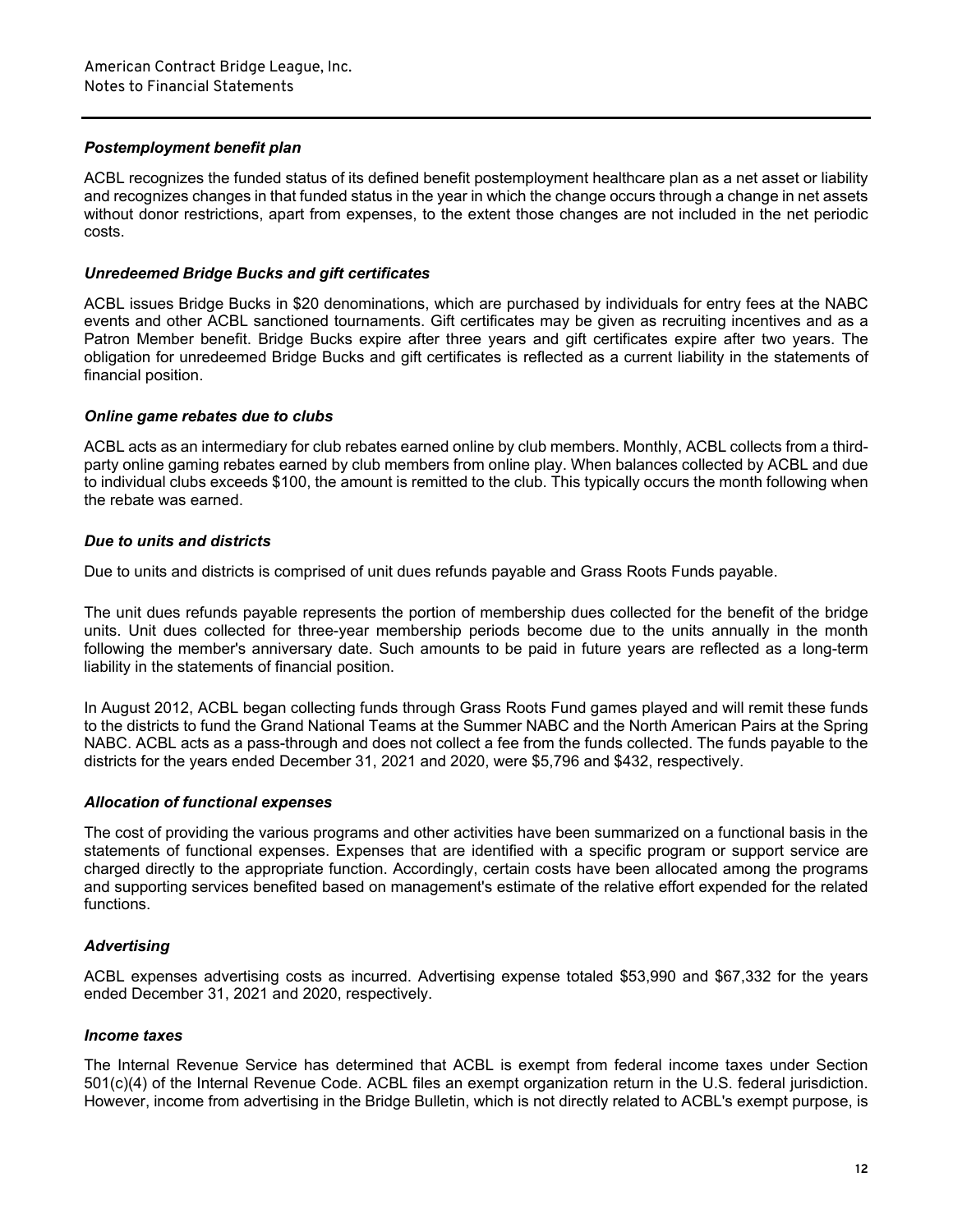### *Postemployment benefit plan*

ACBL recognizes the funded status of its defined benefit postemployment healthcare plan as a net asset or liability and recognizes changes in that funded status in the year in which the change occurs through a change in net assets without donor restrictions, apart from expenses, to the extent those changes are not included in the net periodic costs.

### *Unredeemed Bridge Bucks and gift certificates*

ACBL issues Bridge Bucks in $20 denominations, which are purchased by individuals for entry fees at the NABC events and other ACBL sanctioned tournaments. Gift certificates may be given as recruiting incentives and as a Patron Member benefit. Bridge Bucks expire after three years and gift certificates expire after two years. The obligation for unredeemed Bridge Bucks and gift certificates is reflected as a current liability in the statements of financial position.

### *Online game rebates due to clubs*

ACBL acts as an intermediary for club rebates earned online by club members. Monthly, ACBL collects from a third-party online gaming rebates earned by club members from online play. When balances collected by ACBL and due to individual clubs exceeds $100, the amount is remitted to the club. This typically occurs the month following when the rebate was earned.

### *Due to units and districts*

Due to units and districts is comprised of unit dues refunds payable and Grass Roots Funds payable.

The unit dues refunds payable represents the portion of membership dues collected for the benefit of the bridge units. Unit dues collected for three-year membership periods become due to the units annually in the month following the member's anniversary date. Such amounts to be paid in future years are reflected as a long-term liability in the statements of financial position.

In August 2012, ACBL began collecting funds through Grass Roots Fund games played and will remit these funds to the districts to fund the Grand National Teams at the Summer NABC and the North American Pairs at the Spring NABC. ACBL acts as a pass-through and does not collect a fee from the funds collected. The funds payable to the districts for the years ended December 31, 2021 and 2020, were $5,796 and $432, respectively.

### *Allocation of functional expenses*

The cost of providing the various programs and other activities have been summarized on a functional basis in the statements of functional expenses. Expenses that are identified with a specific program or support service are charged directly to the appropriate function. Accordingly, certain costs have been allocated among the programs and supporting services benefited based on management's estimate of the relative effort expended for the related functions.

### *Advertising*

ACBL expenses advertising costs as incurred. Advertising expense totaled $53,990 and $67,332 for the years ended December 31, 2021 and 2020, respectively.

### *Income taxes*

The Internal Revenue Service has determined that ACBL is exempt from federal income taxes under Section 501(c)(4) of the Internal Revenue Code. ACBL files an exempt organization return in the U.S. federal jurisdiction. However, income from advertising in the Bridge Bulletin, which is not directly related to ACBL's exempt purpose, is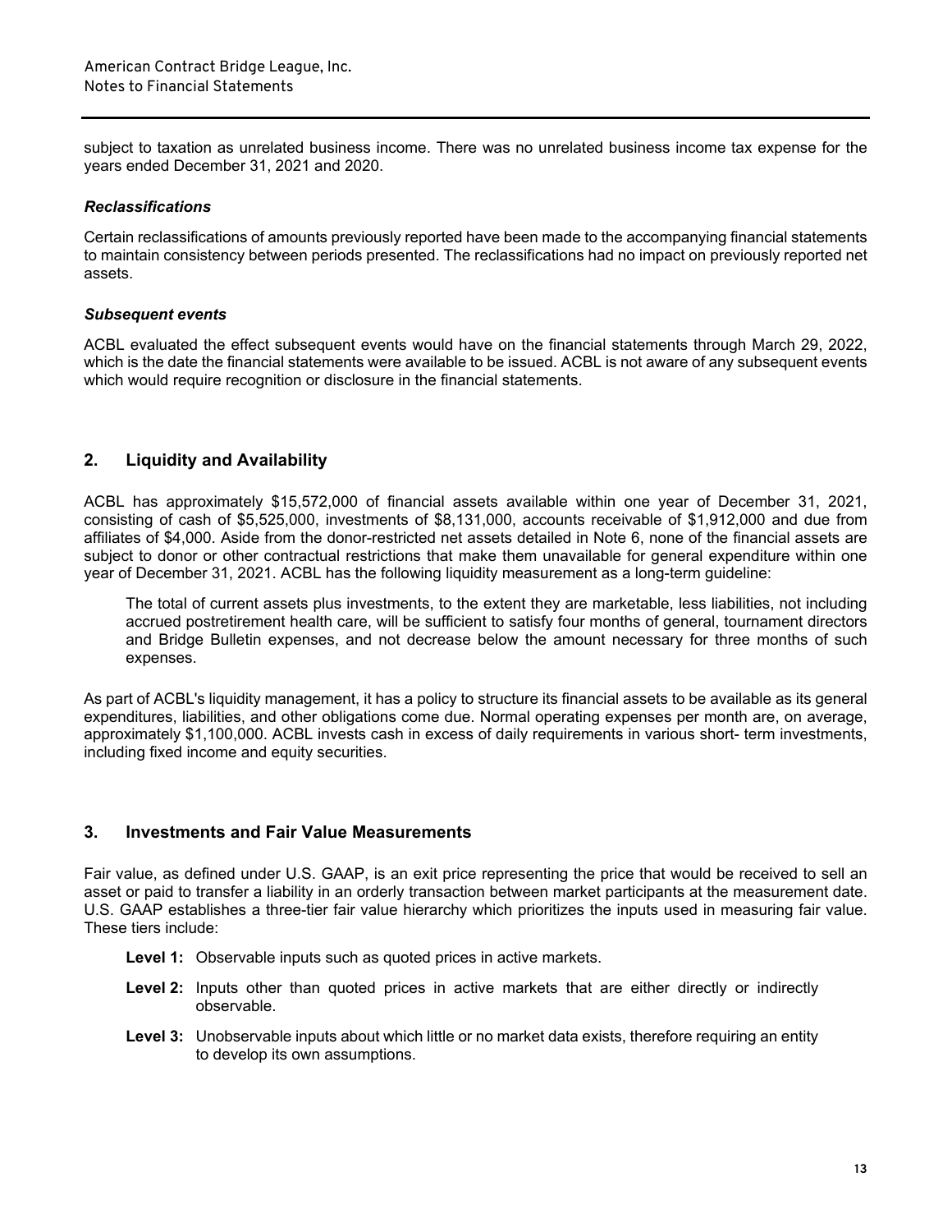subject to taxation as unrelated business income. There was no unrelated business income tax expense for the years ended December 31, 2021 and 2020.

### *Reclassifications*

Certain reclassifications of amounts previously reported have been made to the accompanying financial statements to maintain consistency between periods presented. The reclassifications had no impact on previously reported net assets.

### *Subsequent events*

ACBL evaluated the effect subsequent events would have on the financial statements through March 29, 2022, which is the date the financial statements were available to be issued. ACBL is not aware of any subsequent events which would require recognition or disclosure in the financial statements.

## 2. Liquidity and Availability

ACBL has approximately $15,572,000 of financial assets available within one year of December 31, 2021, consisting of cash of $5,525,000, investments of $8,131,000, accounts receivable of $1,912,000 and due from affiliates of $4,000. Aside from the donor-restricted net assets detailed in Note 6, none of the financial assets are subject to donor or other contractual restrictions that make them unavailable for general expenditure within one year of December 31, 2021. ACBL has the following liquidity measurement as a long-term guideline:

> The total of current assets plus investments, to the extent they are marketable, less liabilities, not including accrued postretirement health care, will be sufficient to satisfy four months of general, tournament directors and Bridge Bulletin expenses, and not decrease below the amount necessary for three months of such expenses.

As part of ACBL's liquidity management, it has a policy to structure its financial assets to be available as its general expenditures, liabilities, and other obligations come due. Normal operating expenses per month are, on average, approximately $1,100,000. ACBL invests cash in excess of daily requirements in various short- term investments, including fixed income and equity securities.

## 3. Investments and Fair Value Measurements

Fair value, as defined under U.S. GAAP, is an exit price representing the price that would be received to sell an asset or paid to transfer a liability in an orderly transaction between market participants at the measurement date. U.S. GAAP establishes a three-tier fair value hierarchy which prioritizes the inputs used in measuring fair value. These tiers include:

- **Level 1:** Observable inputs such as quoted prices in active markets.
- **Level 2:** Inputs other than quoted prices in active markets that are either directly or indirectly observable.
- **Level 3:** Unobservable inputs about which little or no market data exists, therefore requiring an entity to develop its own assumptions.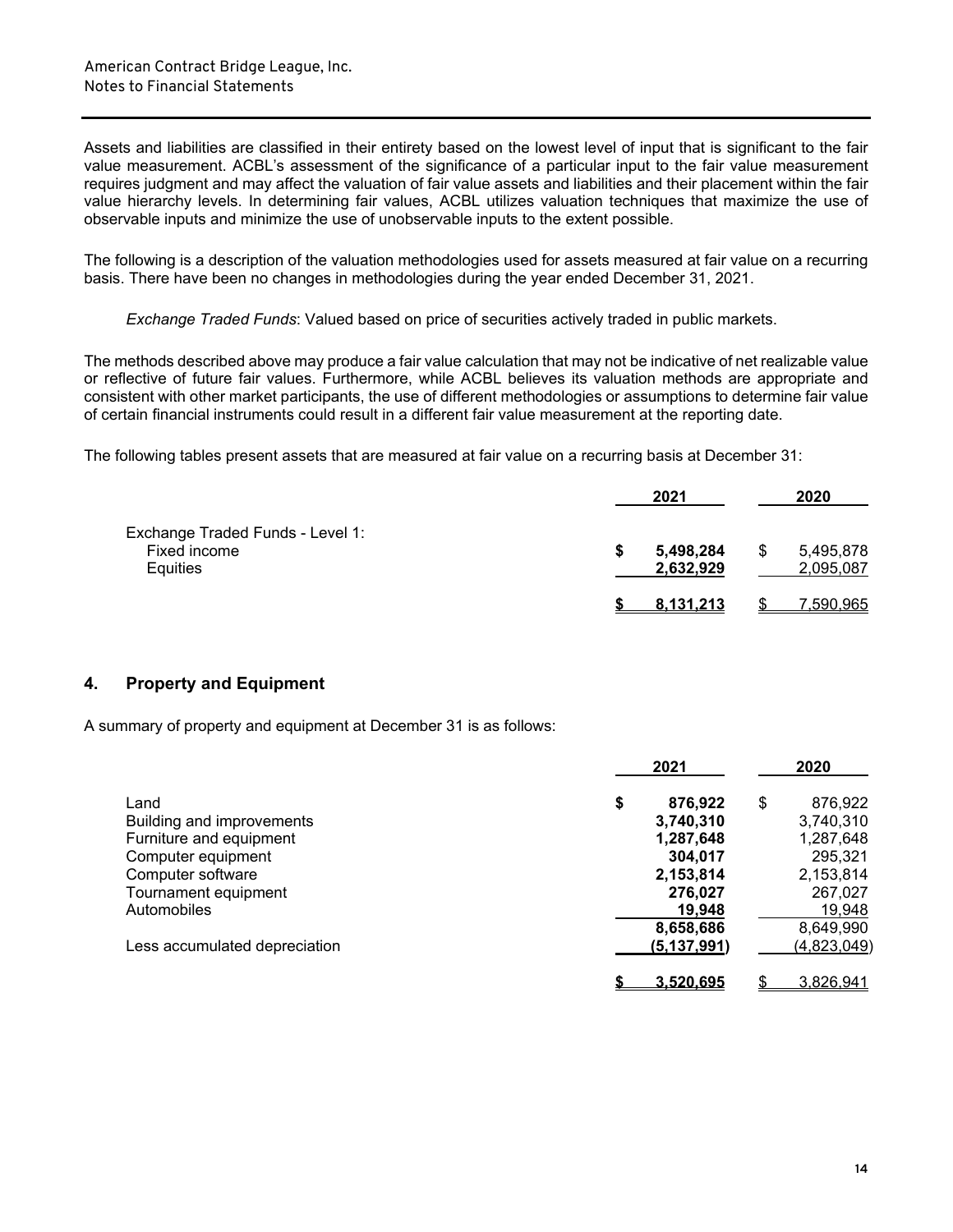Assets and liabilities are classified in their entirety based on the lowest level of input that is significant to the fair value measurement. ACBL's assessment of the significance of a particular input to the fair value measurement requires judgment and may affect the valuation of fair value assets and liabilities and their placement within the fair value hierarchy levels. In determining fair values, ACBL utilizes valuation techniques that maximize the use of observable inputs and minimize the use of unobservable inputs to the extent possible.

The following is a description of the valuation methodologies used for assets measured at fair value on a recurring basis. There have been no changes in methodologies during the year ended December 31, 2021.

*Exchange Traded Funds*: Valued based on price of securities actively traded in public markets.

The methods described above may produce a fair value calculation that may not be indicative of net realizable value or reflective of future fair values. Furthermore, while ACBL believes its valuation methods are appropriate and consistent with other market participants, the use of different methodologies or assumptions to determine fair value of certain financial instruments could result in a different fair value measurement at the reporting date.

The following tables present assets that are measured at fair value on a recurring basis at December 31:

| | 2021 | 2020 |
|---|---|---|
| Exchange Traded Funds - Level 1: | | |
| Fixed income | **$ 5,498,284** | $ 5,495,878 |
| Equities | **2,632,929** | 2,095,087 |
| | **$ 8,131,213** | $ 7,590,965 |

## 4. Property and Equipment

A summary of property and equipment at December 31 is as follows:

| | 2021 | 2020 |
|---|---|---|
| Land | **$ 876,922** | $ 876,922 |
| Building and improvements | **3,740,310** | 3,740,310 |
| Furniture and equipment | **1,287,648** | 1,287,648 |
| Computer equipment | **304,017** | 295,321 |
| Computer software | **2,153,814** | 2,153,814 |
| Tournament equipment | **276,027** | 267,027 |
| Automobiles | **19,948** | 19,948 |
| | **8,658,686** | 8,649,990 |
| Less accumulated depreciation | **(5,137,991)** | (4,823,049) |
| | **$ 3,520,695** | $ 3,826,941 |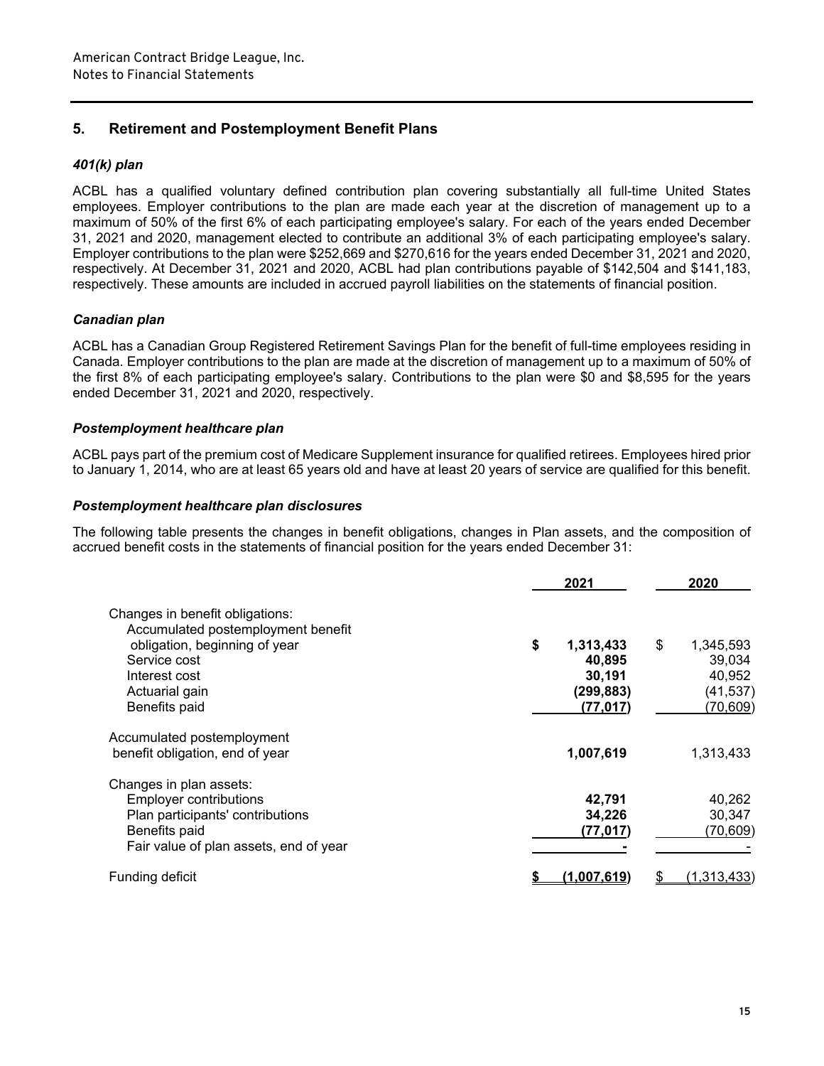American Contract Bridge League, Inc.
Notes to Financial Statements

## 5. Retirement and Postemployment Benefit Plans

### *401(k) plan*

ACBL has a qualified voluntary defined contribution plan covering substantially all full-time United States employees. Employer contributions to the plan are made each year at the discretion of management up to a maximum of 50% of the first 6% of each participating employee's salary. For each of the years ended December 31, 2021 and 2020, management elected to contribute an additional 3% of each participating employee's salary. Employer contributions to the plan were $252,669 and $270,616 for the years ended December 31, 2021 and 2020, respectively. At December 31, 2021 and 2020, ACBL had plan contributions payable of $142,504 and $141,183, respectively. These amounts are included in accrued payroll liabilities on the statements of financial position.

### *Canadian plan*

ACBL has a Canadian Group Registered Retirement Savings Plan for the benefit of full-time employees residing in Canada. Employer contributions to the plan are made at the discretion of management up to a maximum of 50% of the first 8% of each participating employee's salary. Contributions to the plan were $0 and $8,595 for the years ended December 31, 2021 and 2020, respectively.

### *Postemployment healthcare plan*

ACBL pays part of the premium cost of Medicare Supplement insurance for qualified retirees. Employees hired prior to January 1, 2014, who are at least 65 years old and have at least 20 years of service are qualified for this benefit.

### *Postemployment healthcare plan disclosures*

The following table presents the changes in benefit obligations, changes in Plan assets, and the composition of accrued benefit costs in the statements of financial position for the years ended December 31:

| | 2021 | 2020 |
|---|---|---|
| Changes in benefit obligations: | | |
| Accumulated postemployment benefit obligation, beginning of year | **$ 1,313,433** | $ 1,345,593 |
| Service cost | **40,895** | 39,034 |
| Interest cost | **30,191** | 40,952 |
| Actuarial gain | **(299,883)** | (41,537) |
| Benefits paid | **(77,017)** | (70,609) |
| Accumulated postemployment benefit obligation, end of year | **1,007,619** | 1,313,433 |
| Changes in plan assets: | | |
| Employer contributions | **42,791** | 40,262 |
| Plan participants' contributions | **34,226** | 30,347 |
| Benefits paid | **(77,017)** | (70,609) |
| Fair value of plan assets, end of year | **-** | - |
| Funding deficit | **$ (1,007,619)** | $ (1,313,433) |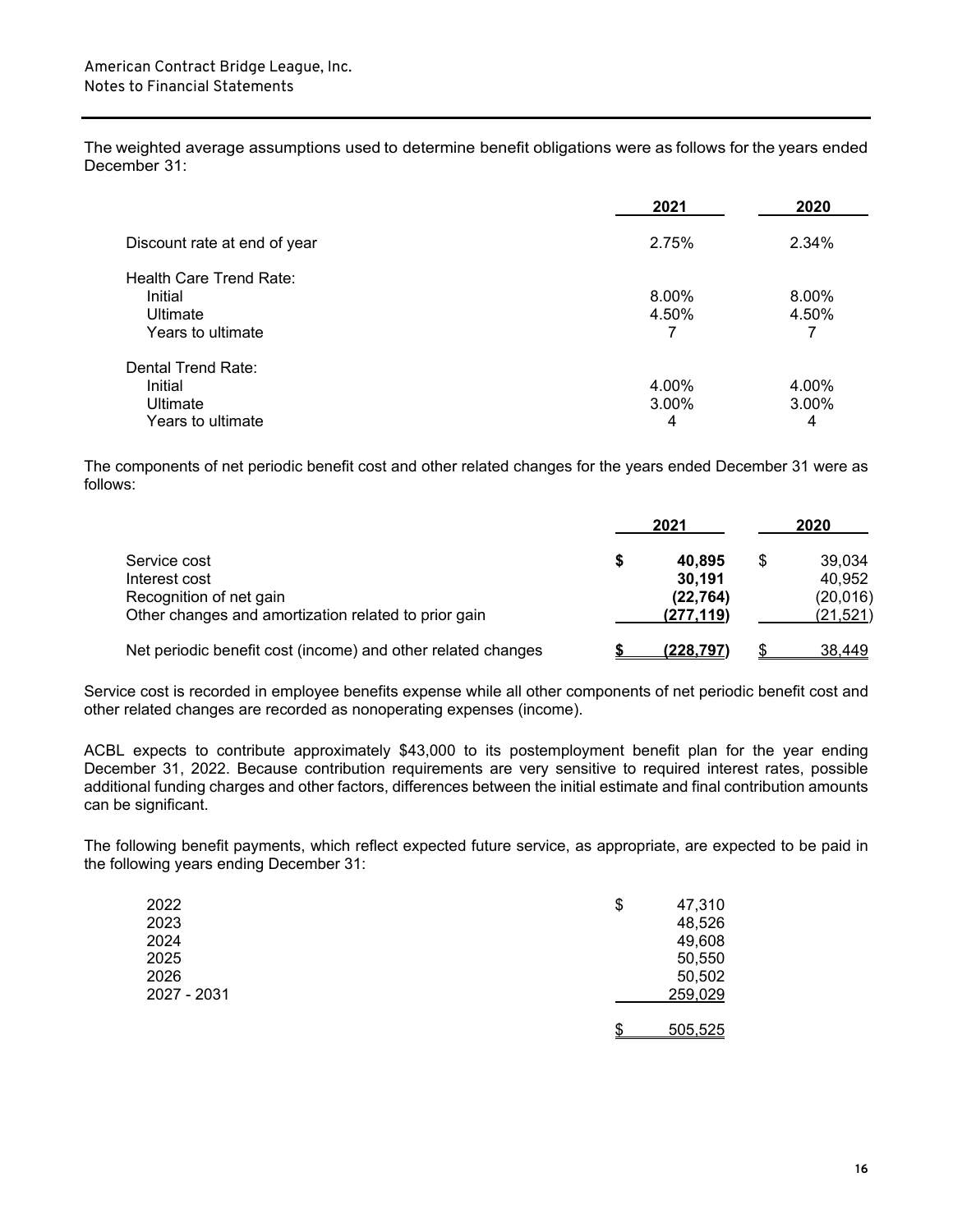The weighted average assumptions used to determine benefit obligations were as follows for the years ended December 31:

| | 2021 | 2020 |
|---|---|---|
| Discount rate at end of year | 2.75% | 2.34% |
| Health Care Trend Rate: | | |
| Initial | 8.00% | 8.00% |
| Ultimate | 4.50% | 4.50% |
| Years to ultimate | 7 | 7 |
| Dental Trend Rate: | | |
| Initial | 4.00% | 4.00% |
| Ultimate | 3.00% | 3.00% |
| Years to ultimate | 4 | 4 |

The components of net periodic benefit cost and other related changes for the years ended December 31 were as follows:

| | 2021 | 2020 |
|---|---|---|
| Service cost | **$ 40,895** | $ 39,034 |
| Interest cost | **30,191** | 40,952 |
| Recognition of net gain | **(22,764)** | (20,016) |
| Other changes and amortization related to prior gain | **(277,119)** | (21,521) |
| Net periodic benefit cost (income) and other related changes | **$ (228,797)** | $ 38,449 |

Service cost is recorded in employee benefits expense while all other components of net periodic benefit cost and other related changes are recorded as nonoperating expenses (income).

ACBL expects to contribute approximately $43,000 to its postemployment benefit plan for the year ending December 31, 2022. Because contribution requirements are very sensitive to required interest rates, possible additional funding charges and other factors, differences between the initial estimate and final contribution amounts can be significant.

The following benefit payments, which reflect expected future service, as appropriate, are expected to be paid in the following years ending December 31:

| | |
|---|---|
| 2022 | $ 47,310 |
| 2023 | 48,526 |
| 2024 | 49,608 |
| 2025 | 50,550 |
| 2026 | 50,502 |
| 2027 - 2031 | 259,029 |
| | $ 505,525 |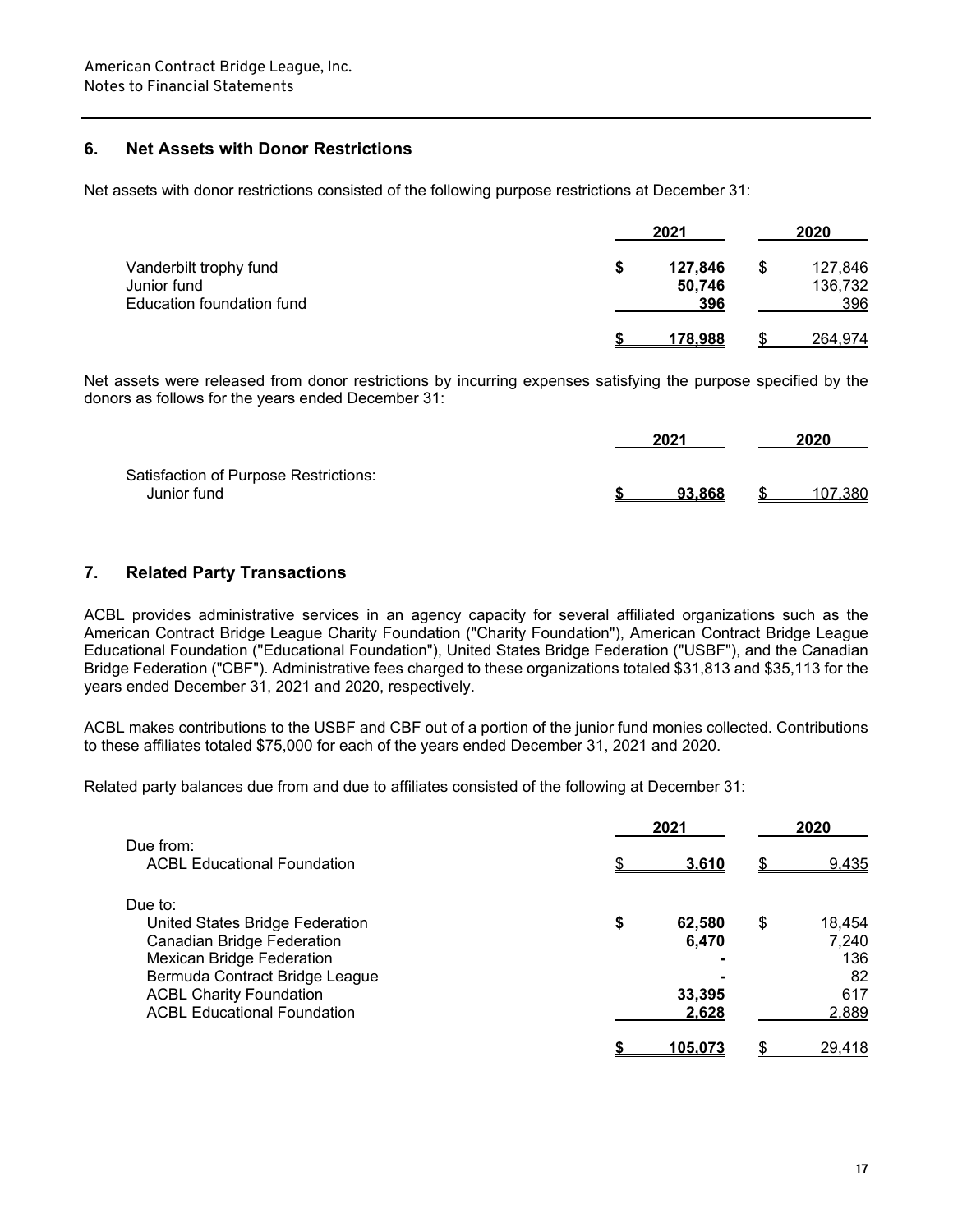## 6. Net Assets with Donor Restrictions

Net assets with donor restrictions consisted of the following purpose restrictions at December 31:

| | 2021 | 2020 |
|---|---|---|
| Vanderbilt trophy fund | $ 127,846 | $ 127,846 |
| Junior fund | 50,746 | 136,732 |
| Education foundation fund | 396 | 396 |
| | $ 178,988 | $ 264,974 |

Net assets were released from donor restrictions by incurring expenses satisfying the purpose specified by the donors as follows for the years ended December 31:

| | 2021 | 2020 |
|---|---|---|
| Satisfaction of Purpose Restrictions: | | |
| Junior fund | $ 93,868 | $ 107,380 |

## 7. Related Party Transactions

ACBL provides administrative services in an agency capacity for several affiliated organizations such as the American Contract Bridge League Charity Foundation ("Charity Foundation"), American Contract Bridge League Educational Foundation ("Educational Foundation"), United States Bridge Federation ("USBF"), and the Canadian Bridge Federation ("CBF"). Administrative fees charged to these organizations totaled $31,813 and $35,113 for the years ended December 31, 2021 and 2020, respectively.

ACBL makes contributions to the USBF and CBF out of a portion of the junior fund monies collected. Contributions to these affiliates totaled $75,000 for each of the years ended December 31, 2021 and 2020.

Related party balances due from and due to affiliates consisted of the following at December 31:

| | 2021 | 2020 |
|---|---|---|
| Due from: | | |
| ACBL Educational Foundation | $ 3,610 | $ 9,435 |
| Due to: | | |
| United States Bridge Federation | $ 62,580 | $ 18,454 |
| Canadian Bridge Federation | 6,470 | 7,240 |
| Mexican Bridge Federation | - | 136 |
| Bermuda Contract Bridge League | - | 82 |
| ACBL Charity Foundation | 33,395 | 617 |
| ACBL Educational Foundation | 2,628 | 2,889 |
| | $ 105,073 | $ 29,418 |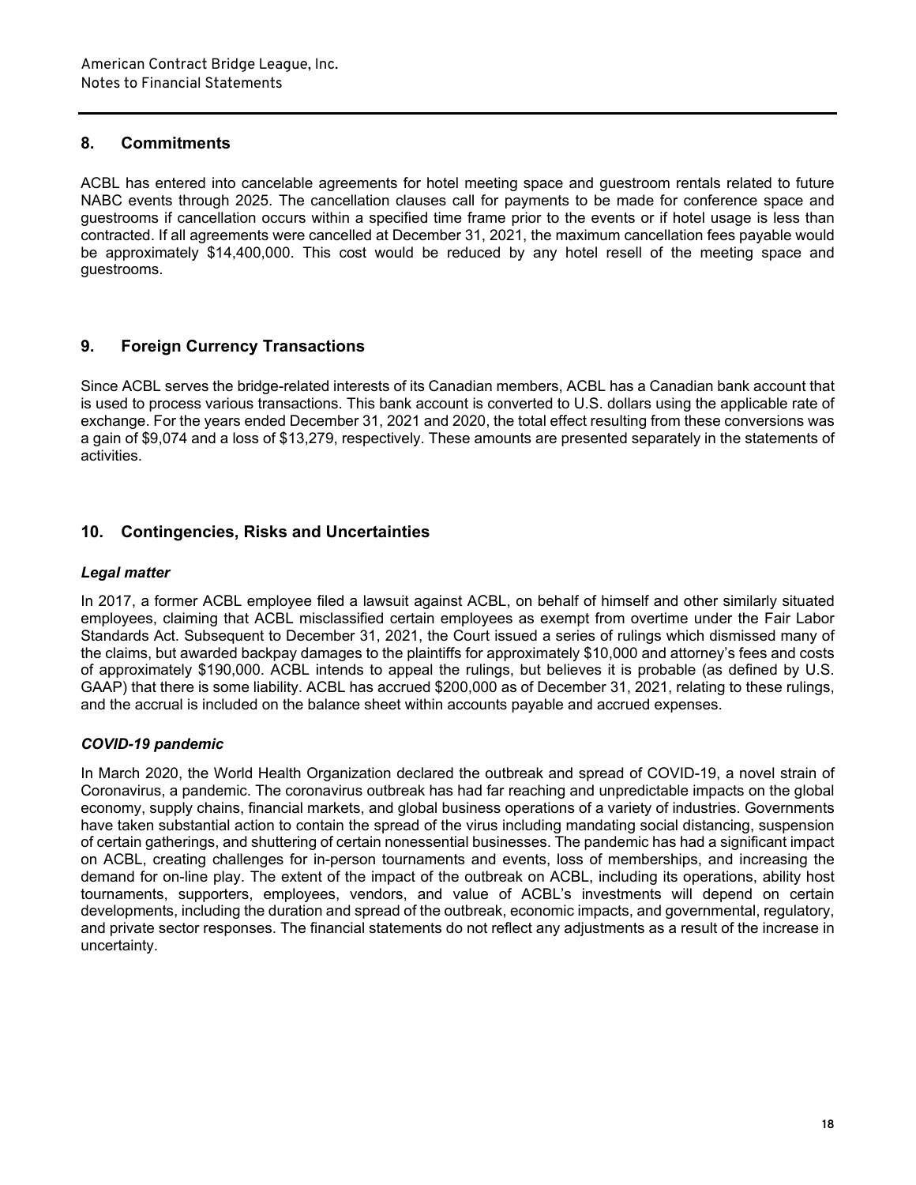## 8. Commitments

ACBL has entered into cancelable agreements for hotel meeting space and guestroom rentals related to future NABC events through 2025. The cancellation clauses call for payments to be made for conference space and guestrooms if cancellation occurs within a specified time frame prior to the events or if hotel usage is less than contracted. If all agreements were cancelled at December 31, 2021, the maximum cancellation fees payable would be approximately $14,400,000. This cost would be reduced by any hotel resell of the meeting space and guestrooms.

## 9. Foreign Currency Transactions

Since ACBL serves the bridge-related interests of its Canadian members, ACBL has a Canadian bank account that is used to process various transactions. This bank account is converted to U.S. dollars using the applicable rate of exchange. For the years ended December 31, 2021 and 2020, the total effect resulting from these conversions was a gain of $9,074 and a loss of $13,279, respectively. These amounts are presented separately in the statements of activities.

## 10. Contingencies, Risks and Uncertainties

### *Legal matter*

In 2017, a former ACBL employee filed a lawsuit against ACBL, on behalf of himself and other similarly situated employees, claiming that ACBL misclassified certain employees as exempt from overtime under the Fair Labor Standards Act. Subsequent to December 31, 2021, the Court issued a series of rulings which dismissed many of the claims, but awarded backpay damages to the plaintiffs for approximately $10,000 and attorney's fees and costs of approximately $190,000. ACBL intends to appeal the rulings, but believes it is probable (as defined by U.S. GAAP) that there is some liability. ACBL has accrued $200,000 as of December 31, 2021, relating to these rulings, and the accrual is included on the balance sheet within accounts payable and accrued expenses.

### *COVID-19 pandemic*

In March 2020, the World Health Organization declared the outbreak and spread of COVID-19, a novel strain of Coronavirus, a pandemic. The coronavirus outbreak has had far reaching and unpredictable impacts on the global economy, supply chains, financial markets, and global business operations of a variety of industries. Governments have taken substantial action to contain the spread of the virus including mandating social distancing, suspension of certain gatherings, and shuttering of certain nonessential businesses. The pandemic has had a significant impact on ACBL, creating challenges for in-person tournaments and events, loss of memberships, and increasing the demand for on-line play. The extent of the impact of the outbreak on ACBL, including its operations, ability host tournaments, supporters, employees, vendors, and value of ACBL's investments will depend on certain developments, including the duration and spread of the outbreak, economic impacts, and governmental, regulatory, and private sector responses. The financial statements do not reflect any adjustments as a result of the increase in uncertainty.